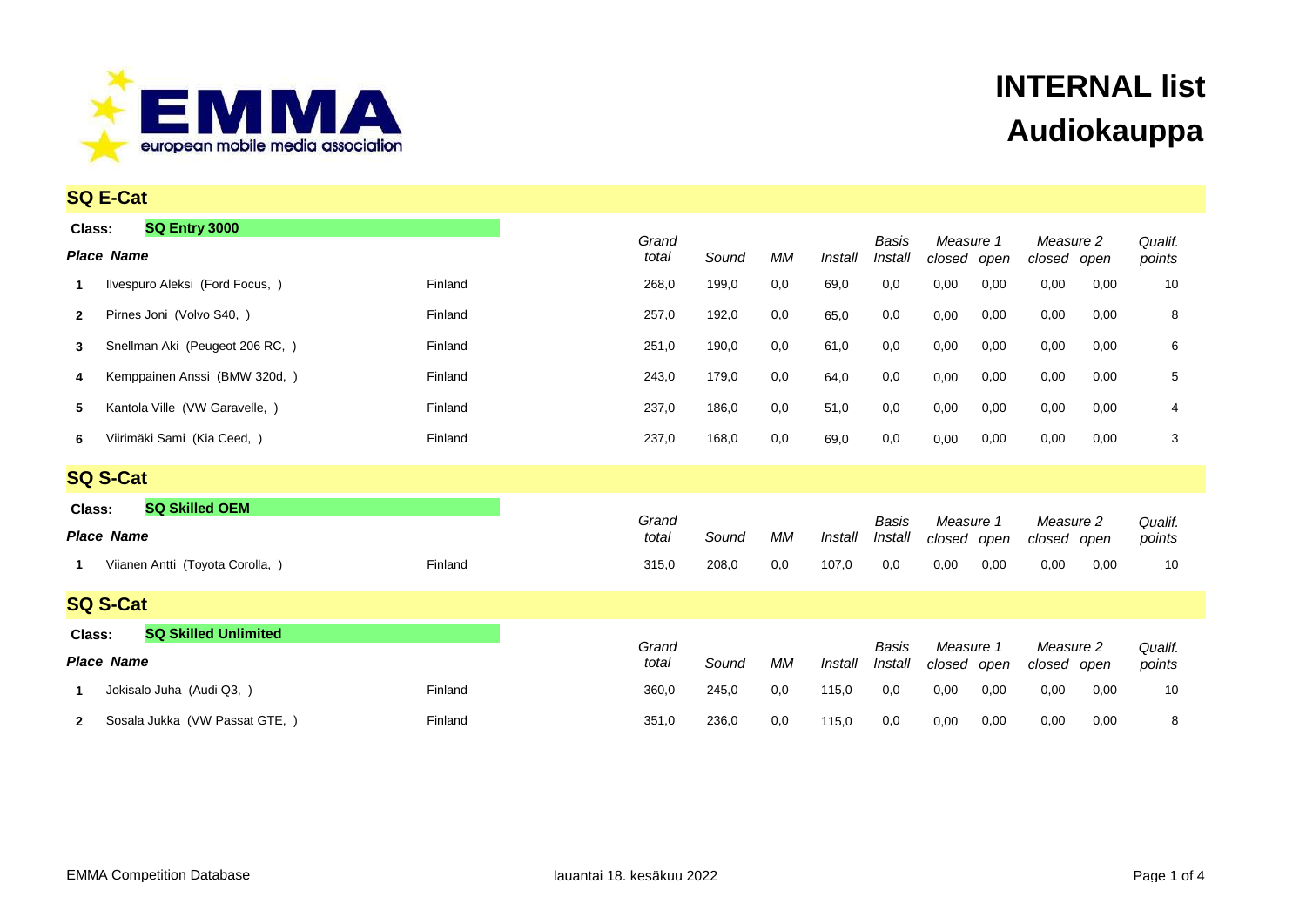# INTERNAL list
# Audiokauppa

## SQ E-Cat

**Class:** **SQ Entry 3000**

| Place | Name | | Grand total | Sound | MM | Install | Basis Install | Measure 1 closed | Measure 1 open | Measure 2 closed | Measure 2 open | Qualif. points |
|---|---|---|---|---|---|---|---|---|---|---|---|---|
| 1 | Ilvespuro Aleksi (Ford Focus, ) | Finland | 268,0 | 199,0 | 0,0 | 69,0 | 0,0 | 0,00 | 0,00 | 0,00 | 0,00 | 10 |
| 2 | Pirnes Joni (Volvo S40, ) | Finland | 257,0 | 192,0 | 0,0 | 65,0 | 0,0 | 0,00 | 0,00 | 0,00 | 0,00 | 8 |
| 3 | Snellman Aki (Peugeot 206 RC, ) | Finland | 251,0 | 190,0 | 0,0 | 61,0 | 0,0 | 0,00 | 0,00 | 0,00 | 0,00 | 6 |
| 4 | Kemppainen Anssi (BMW 320d, ) | Finland | 243,0 | 179,0 | 0,0 | 64,0 | 0,0 | 0,00 | 0,00 | 0,00 | 0,00 | 5 |
| 5 | Kantola Ville (VW Garavelle, ) | Finland | 237,0 | 186,0 | 0,0 | 51,0 | 0,0 | 0,00 | 0,00 | 0,00 | 0,00 | 4 |
| 6 | Viirimäki Sami (Kia Ceed, ) | Finland | 237,0 | 168,0 | 0,0 | 69,0 | 0,0 | 0,00 | 0,00 | 0,00 | 0,00 | 3 |

## SQ S-Cat

**Class:** **SQ Skilled OEM**

| Place | Name | | Grand total | Sound | MM | Install | Basis Install | Measure 1 closed | Measure 1 open | Measure 2 closed | Measure 2 open | Qualif. points |
|---|---|---|---|---|---|---|---|---|---|---|---|---|
| 1 | Viianen Antti (Toyota Corolla, ) | Finland | 315,0 | 208,0 | 0,0 | 107,0 | 0,0 | 0,00 | 0,00 | 0,00 | 0,00 | 10 |

## SQ S-Cat

**Class:** **SQ Skilled Unlimited**

| Place | Name | | Grand total | Sound | MM | Install | Basis Install | Measure 1 closed | Measure 1 open | Measure 2 closed | Measure 2 open | Qualif. points |
|---|---|---|---|---|---|---|---|---|---|---|---|---|
| 1 | Jokisalo Juha (Audi Q3, ) | Finland | 360,0 | 245,0 | 0,0 | 115,0 | 0,0 | 0,00 | 0,00 | 0,00 | 0,00 | 10 |
| 2 | Sosala Jukka (VW Passat GTE, ) | Finland | 351,0 | 236,0 | 0,0 | 115,0 | 0,0 | 0,00 | 0,00 | 0,00 | 0,00 | 8 |

EMMA Competition Database

lauantai 18. kesäkuu 2022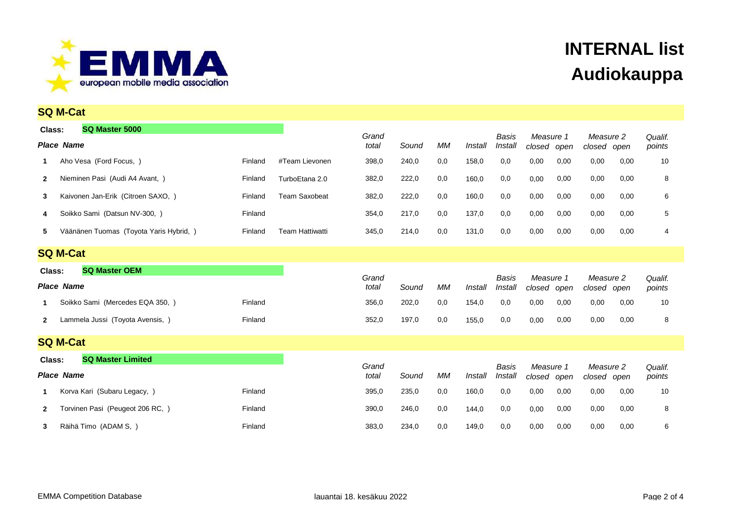# INTERNAL list
# Audiokauppa

## SQ M-Cat

**Class: SQ Master 5000**

| Place | Name | | | Grand total | Sound | MM | Install | Basis Install | Measure 1 closed | Measure 1 open | Measure 2 closed | Measure 2 open | Qualif. points |
|---|---|---|---|---|---|---|---|---|---|---|---|---|---|
| 1 | Aho Vesa (Ford Focus, ) | Finland | #Team Lievonen | 398,0 | 240,0 | 0,0 | 158,0 | 0,0 | 0,00 | 0,00 | 0,00 | 0,00 | 10 |
| 2 | Nieminen Pasi (Audi A4 Avant, ) | Finland | TurboEtana 2.0 | 382,0 | 222,0 | 0,0 | 160,0 | 0,0 | 0,00 | 0,00 | 0,00 | 0,00 | 8 |
| 3 | Kaivonen Jan-Erik (Citroen SAXO, ) | Finland | Team Saxobeat | 382,0 | 222,0 | 0,0 | 160,0 | 0,0 | 0,00 | 0,00 | 0,00 | 0,00 | 6 |
| 4 | Soikko Sami (Datsun NV-300, ) | Finland | | 354,0 | 217,0 | 0,0 | 137,0 | 0,0 | 0,00 | 0,00 | 0,00 | 0,00 | 5 |
| 5 | Väänänen Tuomas (Toyota Yaris Hybrid, ) | Finland | Team Hattiwatti | 345,0 | 214,0 | 0,0 | 131,0 | 0,0 | 0,00 | 0,00 | 0,00 | 0,00 | 4 |

## SQ M-Cat

**Class: SQ Master OEM**

| Place | Name | | | Grand total | Sound | MM | Install | Basis Install | Measure 1 closed | Measure 1 open | Measure 2 closed | Measure 2 open | Qualif. points |
|---|---|---|---|---|---|---|---|---|---|---|---|---|---|
| 1 | Soikko Sami (Mercedes EQA 350, ) | Finland | | 356,0 | 202,0 | 0,0 | 154,0 | 0,0 | 0,00 | 0,00 | 0,00 | 0,00 | 10 |
| 2 | Lammela Jussi (Toyota Avensis, ) | Finland | | 352,0 | 197,0 | 0,0 | 155,0 | 0,0 | 0,00 | 0,00 | 0,00 | 0,00 | 8 |

## SQ M-Cat

**Class: SQ Master Limited**

| Place | Name | | | Grand total | Sound | MM | Install | Basis Install | Measure 1 closed | Measure 1 open | Measure 2 closed | Measure 2 open | Qualif. points |
|---|---|---|---|---|---|---|---|---|---|---|---|---|---|
| 1 | Korva Kari (Subaru Legacy, ) | Finland | | 395,0 | 235,0 | 0,0 | 160,0 | 0,0 | 0,00 | 0,00 | 0,00 | 0,00 | 10 |
| 2 | Torvinen Pasi (Peugeot 206 RC, ) | Finland | | 390,0 | 246,0 | 0,0 | 144,0 | 0,0 | 0,00 | 0,00 | 0,00 | 0,00 | 8 |
| 3 | Räihä Timo (ADAM S, ) | Finland | | 383,0 | 234,0 | 0,0 | 149,0 | 0,0 | 0,00 | 0,00 | 0,00 | 0,00 | 6 |

EMMA Competition Database lauantai 18. kesäkuu 2022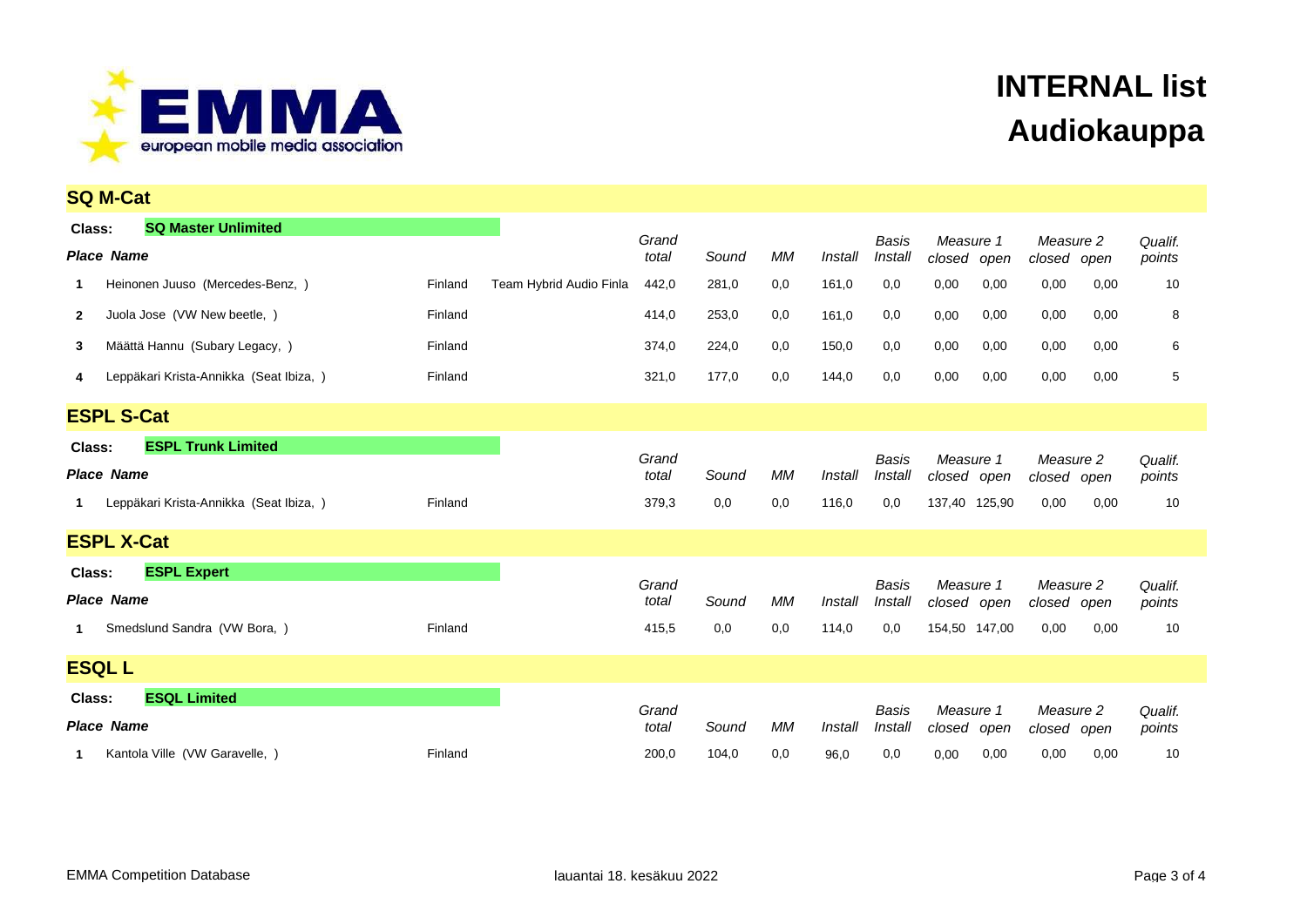# INTERNAL list
# Audiokauppa

## SQ M-Cat

**Class: SQ Master Unlimited**

| Place | Name | | | Grand total | Sound | MM | Install | Basis Install | Measure 1 closed | Measure 1 open | Measure 2 closed | Measure 2 open | Qualif. points |
|---|---|---|---|---|---|---|---|---|---|---|---|---|---|
| 1 | Heinonen Juuso (Mercedes-Benz, ) | Finland | Team Hybrid Audio Finla | 442,0 | 281,0 | 0,0 | 161,0 | 0,0 | 0,00 | 0,00 | 0,00 | 0,00 | 10 |
| 2 | Juola Jose (VW New beetle, ) | Finland | | 414,0 | 253,0 | 0,0 | 161,0 | 0,0 | 0,00 | 0,00 | 0,00 | 0,00 | 8 |
| 3 | Määttä Hannu (Subary Legacy, ) | Finland | | 374,0 | 224,0 | 0,0 | 150,0 | 0,0 | 0,00 | 0,00 | 0,00 | 0,00 | 6 |
| 4 | Leppäkari Krista-Annikka (Seat Ibiza, ) | Finland | | 321,0 | 177,0 | 0,0 | 144,0 | 0,0 | 0,00 | 0,00 | 0,00 | 0,00 | 5 |

## ESPL S-Cat

**Class: ESPL Trunk Limited**

| Place | Name | | | Grand total | Sound | MM | Install | Basis Install | Measure 1 closed | Measure 1 open | Measure 2 closed | Measure 2 open | Qualif. points |
|---|---|---|---|---|---|---|---|---|---|---|---|---|---|
| 1 | Leppäkari Krista-Annikka (Seat Ibiza, ) | Finland | | 379,3 | 0,0 | 0,0 | 116,0 | 0,0 | 137,40 | 125,90 | 0,00 | 0,00 | 10 |

## ESPL X-Cat

**Class: ESPL Expert**

| Place | Name | | | Grand total | Sound | MM | Install | Basis Install | Measure 1 closed | Measure 1 open | Measure 2 closed | Measure 2 open | Qualif. points |
|---|---|---|---|---|---|---|---|---|---|---|---|---|---|
| 1 | Smedslund Sandra (VW Bora, ) | Finland | | 415,5 | 0,0 | 0,0 | 114,0 | 0,0 | 154,50 | 147,00 | 0,00 | 0,00 | 10 |

## ESQL L

**Class: ESQL Limited**

| Place | Name | | | Grand total | Sound | MM | Install | Basis Install | Measure 1 closed | Measure 1 open | Measure 2 closed | Measure 2 open | Qualif. points |
|---|---|---|---|---|---|---|---|---|---|---|---|---|---|
| 1 | Kantola Ville (VW Garavelle, ) | Finland | | 200,0 | 104,0 | 0,0 | 96,0 | 0,0 | 0,00 | 0,00 | 0,00 | 0,00 | 10 |

EMMA Competition Database lauantai 18. kesäkuu 2022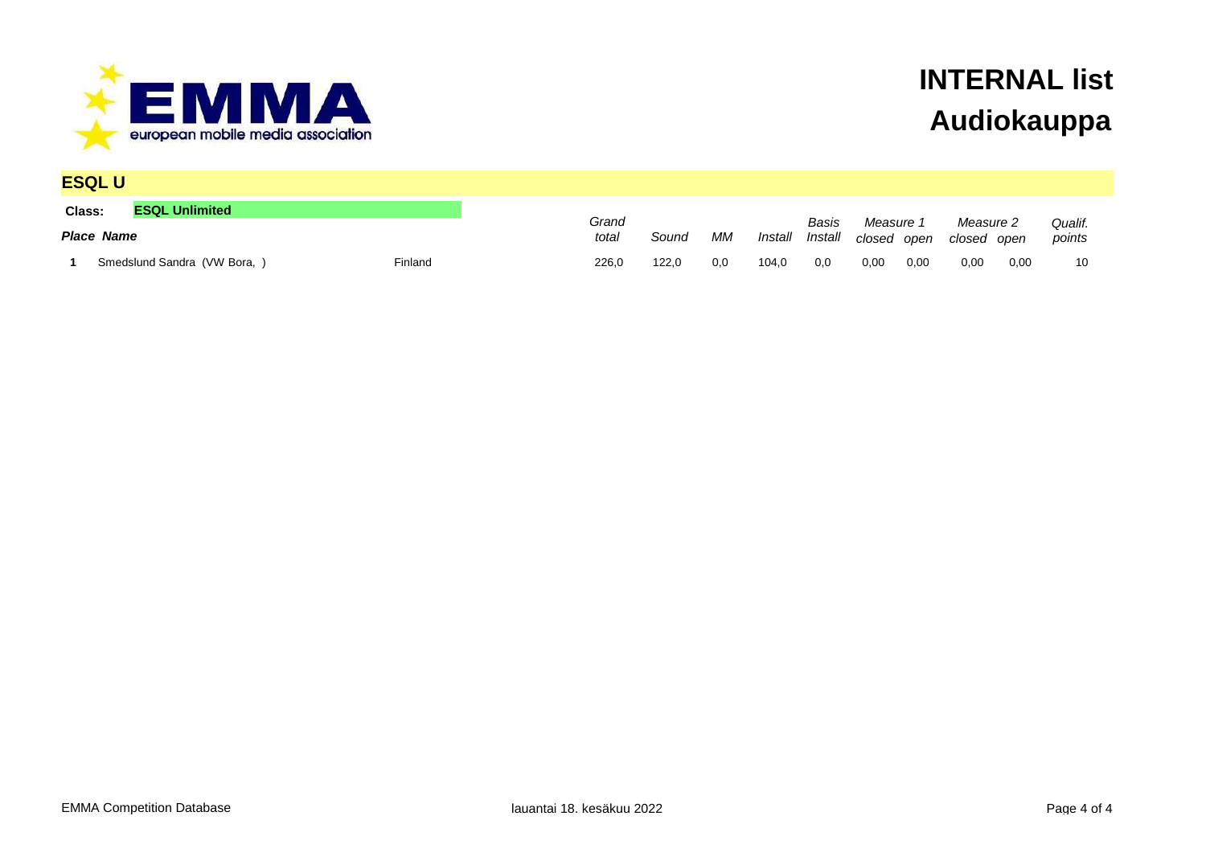# INTERNAL list
# Audiokauppa

## ESQL U

**Class:** **ESQL Unlimited**

| *Place* | *Name* | | *Grand total* | *Sound* | *MM* | *Install* | *Basis Install* | *Measure 1 closed* | *Measure 1 open* | *Measure 2 closed* | *Measure 2 open* | *Qualif. points* |
|---|---|---|---|---|---|---|---|---|---|---|---|---|
| **1** | Smedslund Sandra (VW Bora, ) | Finland | 226,0 | 122,0 | 0,0 | 104,0 | 0,0 | 0,00 | 0,00 | 0,00 | 0,00 | 10 |

EMMA Competition Database

lauantai 18. kesäkuu 2022